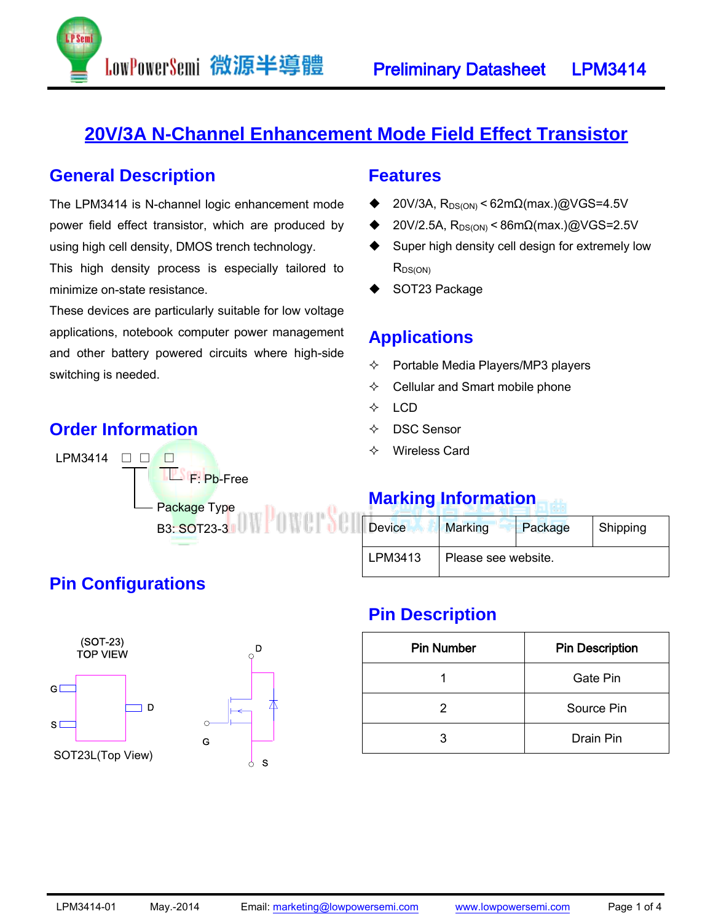# 20V/3A N-Channel Enhancement Mode Field Effect Transistor

## General Description

The LPM3414 is N-channel logic enhancement mode power field effect transistor, which are produced by using high cell density, DMOS trench technology.

This high density process is especially tailored to minimize on-state resistance.

These devices are particularly suitable for low voltage applications, notebook computer power management and other battery powered circuits where high-side switching is needed.

## Features

- 20V/3A, $R_{DS(ON)}$ < 62mΩ(max.)@VGS=4.5V
- 20V/2.5A, $R_{DS(ON)}$ < 86mΩ(max.)@VGS=2.5V
- Super high density cell design for extremely low $R_{DS(ON)}$
- SOT23 Package

## Applications

- Portable Media Players/MP3 players
- Cellular and Smart mobile phone
- LCD
- DSC Sensor
- Wireless Card

## Order Information

LPM3414 □ □ □

- F: Pb-Free
- Package Type
  B3: SOT23-3

## Marking Information

| Device | Marking | Package | Shipping |
|---|---|---|---|
| LPM3413 | Please see website. | | |

## Pin Configurations

(SOT-23)
TOP VIEW

G, S, D

SOT23L(Top View)

D, G, S

## Pin Description

| Pin Number | Pin Description |
|---|---|
| 1 | Gate Pin |
| 2 | Source Pin |
| 3 | Drain Pin |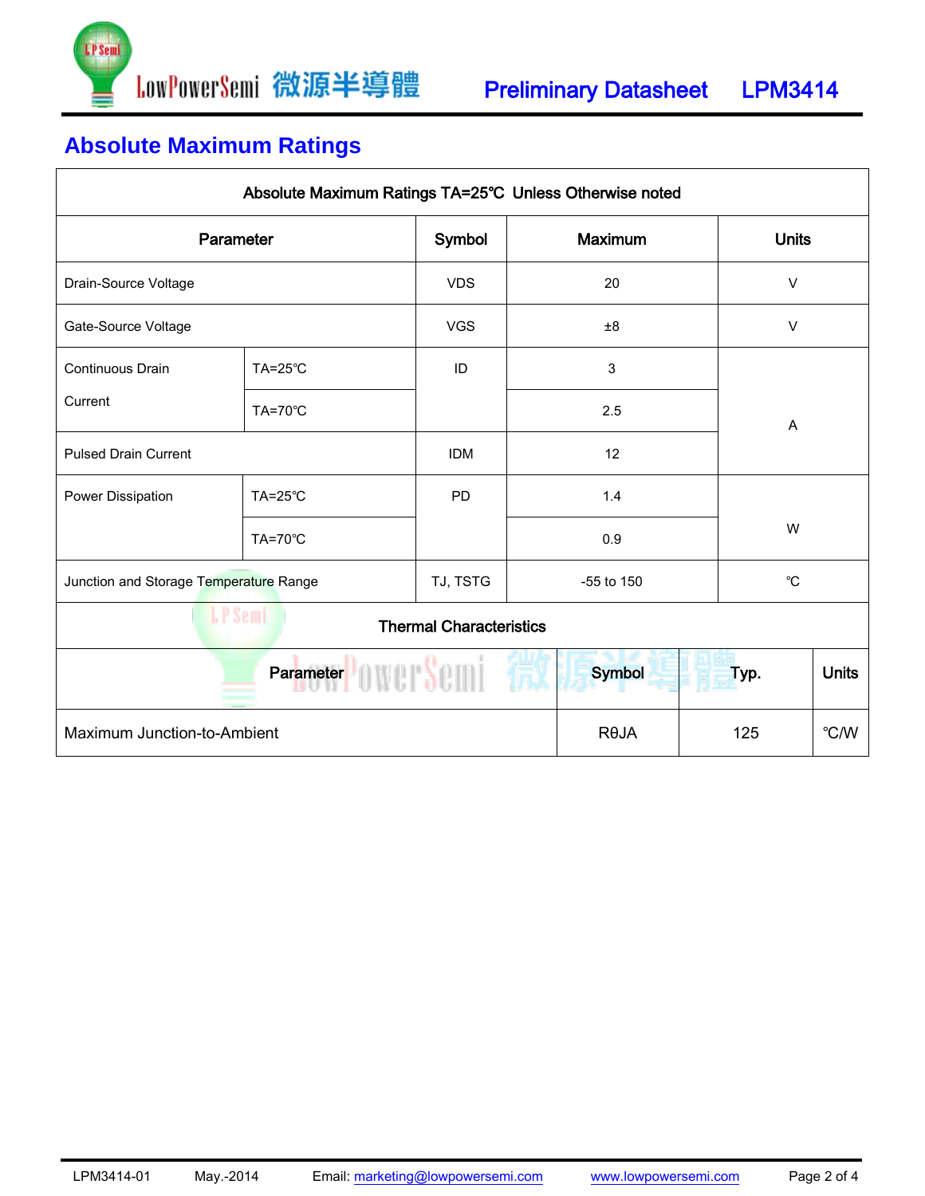## Absolute Maximum Ratings

| Absolute Maximum Ratings TA=25℃ Unless Otherwise noted | | | | |
|---|---|---|---|---|
| **Parameter** | | **Symbol** | **Maximum** | **Units** |
| Drain-Source Voltage | | VDS | 20 | V |
| Gate-Source Voltage | | VGS | ±8 | V |
| Continuous Drain Current | TA=25℃ | ID | 3 | A |
| | TA=70℃ | | 2.5 | A |
| Pulsed Drain Current | | IDM | 12 | A |
| Power Dissipation | TA=25℃ | PD | 1.4 | W |
| | TA=70℃ | | 0.9 | W |
| Junction and Storage Temperature Range | | TJ, TSTG | -55 to 150 | ℃ |

**Thermal Characteristics**

| Parameter | Symbol | Typ. | Units |
|---|---|---|---|
| Maximum Junction-to-Ambient | RθJA | 125 | ℃/W |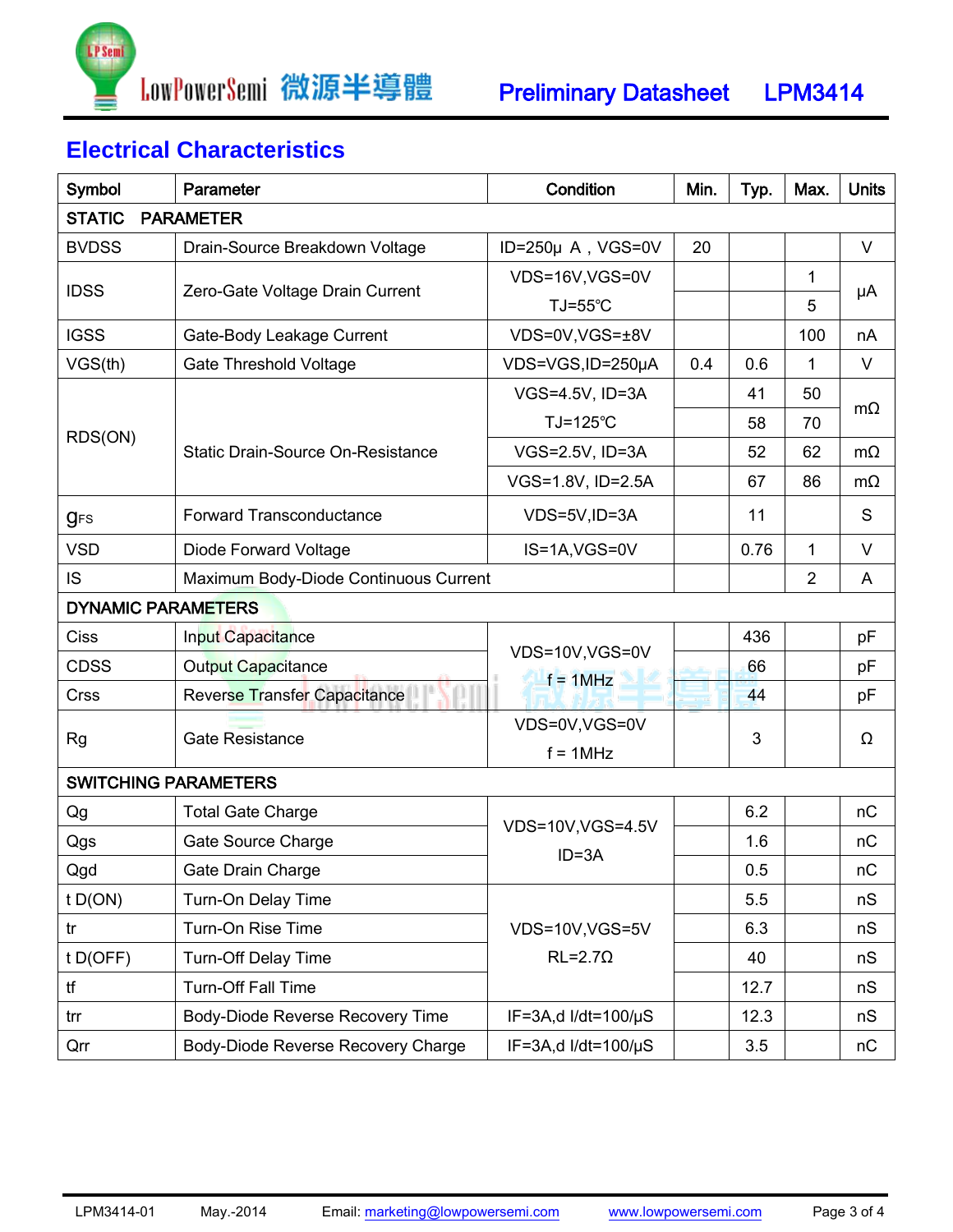## Electrical Characteristics

| Symbol | Parameter | Condition | Min. | Typ. | Max. | Units |
|---|---|---|---|---|---|---|
| **STATIC PARAMETER** | | | | | | |
| BVDSS | Drain-Source Breakdown Voltage | ID=250μ A , VGS=0V | 20 | | | V |
| IDSS | Zero-Gate Voltage Drain Current | VDS=16V,VGS=0V | | | 1 | μA |
| | | TJ=55℃ | | | 5 | |
| IGSS | Gate-Body Leakage Current | VDS=0V,VGS=±8V | | | 100 | nA |
| VGS(th) | Gate Threshold Voltage | VDS=VGS,ID=250μA | 0.4 | 0.6 | 1 | V |
| RDS(ON) | Static Drain-Source On-Resistance | VGS=4.5V, ID=3A | | 41 | 50 | mΩ |
| | | TJ=125℃ | | 58 | 70 | |
| | | VGS=2.5V, ID=3A | | 52 | 62 | mΩ |
| | | VGS=1.8V, ID=2.5A | | 67 | 86 | mΩ |
| $g_{FS}$ | Forward Transconductance | VDS=5V,ID=3A | | 11 | | S |
| VSD | Diode Forward Voltage | IS=1A,VGS=0V | | 0.76 | 1 | V |
| IS | Maximum Body-Diode Continuous Current | | | | 2 | A |
| **DYNAMIC PARAMETERS** | | | | | | |
| Ciss | Input Capacitance | VDS=10V,VGS=0V f = 1MHz | | 436 | | pF |
| CDSS | Output Capacitance | | | 66 | | pF |
| Crss | Reverse Transfer Capacitance | | | 44 | | pF |
| Rg | Gate Resistance | VDS=0V,VGS=0V f = 1MHz | | 3 | | Ω |
| **SWITCHING PARAMETERS** | | | | | | |
| Qg | Total Gate Charge | VDS=10V,VGS=4.5V ID=3A | | 6.2 | | nC |
| Qgs | Gate Source Charge | | | 1.6 | | nC |
| Qgd | Gate Drain Charge | | | 0.5 | | nC |
| t D(ON) | Turn-On Delay Time | VDS=10V,VGS=5V RL=2.7Ω | | 5.5 | | nS |
| tr | Turn-On Rise Time | | | 6.3 | | nS |
| t D(OFF) | Turn-Off Delay Time | | | 40 | | nS |
| tf | Turn-Off Fall Time | | | 12.7 | | nS |
| trr | Body-Diode Reverse Recovery Time | IF=3A,d I/dt=100/μS | | 12.3 | | nS |
| Qrr | Body-Diode Reverse Recovery Charge | IF=3A,d I/dt=100/μS | | 3.5 | | nC |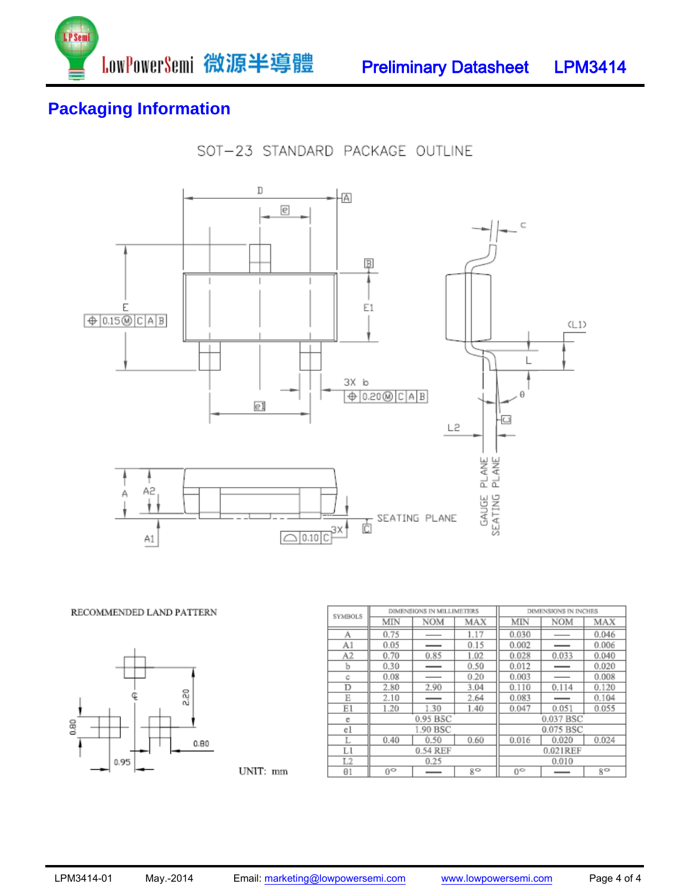## Packaging Information

SOT−23 STANDARD PACKAGE OUTLINE

D
e
A
B
E
E1
0.15 M C A B
3X b
0.20 M C A B
e1
c
(L1)
L
θ
C
L2
GAUGE PLANE
SEATING PLANE
A
A2
A1
0.10 C
3X
C
SEATING PLANE

RECOMMENDED LAND PATTERN

0.80
0.95
e
2.20
0.80

UNIT: mm

| SYMBOLS | DIMENSIONS IN MILLIMETERS | | | DIMENSIONS IN INCHES | | |
|---|---|---|---|---|---|---|
| | MIN | NOM | MAX | MIN | NOM | MAX |
| A | 0.75 | — | 1.17 | 0.030 | — | 0.046 |
| A1 | 0.05 | — | 0.15 | 0.002 | — | 0.006 |
| A2 | 0.70 | 0.85 | 1.02 | 0.028 | 0.033 | 0.040 |
| b | 0.30 | — | 0.50 | 0.012 | — | 0.020 |
| c | 0.08 | — | 0.20 | 0.003 | — | 0.008 |
| D | 2.80 | 2.90 | 3.04 | 0.110 | 0.114 | 0.120 |
| E | 2.10 | — | 2.64 | 0.083 | — | 0.104 |
| E1 | 1.20 | 1.30 | 1.40 | 0.047 | 0.051 | 0.055 |
| e | 0.95 BSC | | | 0.037 BSC | | |
| e1 | 1.90 BSC | | | 0.075 BSC | | |
| L | 0.40 | 0.50 | 0.60 | 0.016 | 0.020 | 0.024 |
| L1 | 0.54 REF | | | 0.021REF | | |
| L2 | 0.25 | | | 0.010 | | |
| θ1 | 0° | — | 8° | 0° | — | 8° |

LPM3414-01 May.-2014 Email: marketing@lowpowersemi.com www.lowpowersemi.com